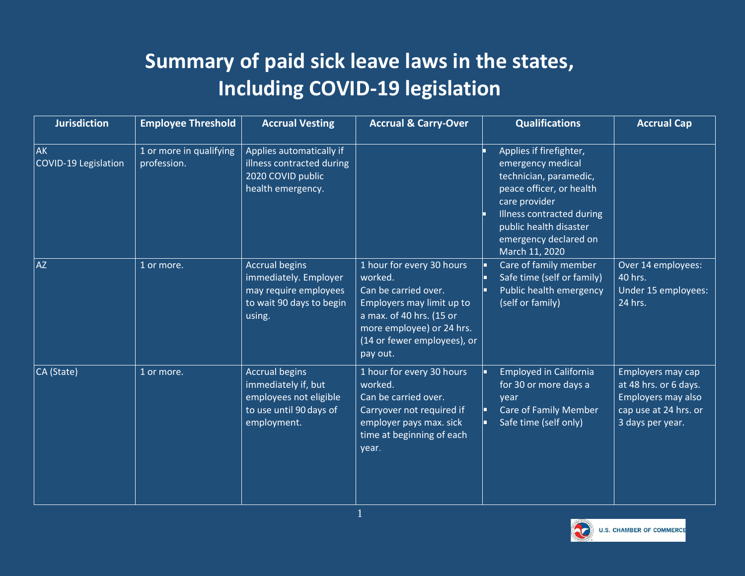# Summary of paid sick leave laws in the states, Including COVID-19 legislation

| Jurisdiction | Employee Threshold | Accrual Vesting | Accrual & Carry-Over | Qualifications | Accrual Cap |
|---|---|---|---|---|---|
| AK<br>COVID-19 Legislation | 1 or more in qualifying profession. | Applies automatically if illness contracted during 2020 COVID public health emergency. | | - Applies if firefighter, emergency medical technician, paramedic, peace officer, or health care provider<br>- Illness contracted during public health disaster emergency declared on March 11, 2020 | |
| AZ | 1 or more. | Accrual begins immediately. Employer may require employees to wait 90 days to begin using. | 1 hour for every 30 hours worked.<br>Can be carried over.<br>Employers may limit up to a max. of 40 hrs. (15 or more employee) or 24 hrs. (14 or fewer employees), or pay out. | - Care of family member<br>- Safe time (self or family)<br>- Public health emergency (self or family) | Over 14 employees: 40 hrs.<br>Under 15 employees: 24 hrs. |
| CA (State) | 1 or more. | Accrual begins immediately if, but employees not eligible to use until 90 days of employment. | 1 hour for every 30 hours worked.<br>Can be carried over.<br>Carryover not required if employer pays max. sick time at beginning of each year. | - Employed in California for 30 or more days a year<br>- Care of Family Member<br>- Safe time (self only) | Employers may cap at 48 hrs. or 6 days. Employers may also cap use at 24 hrs. or 3 days per year. |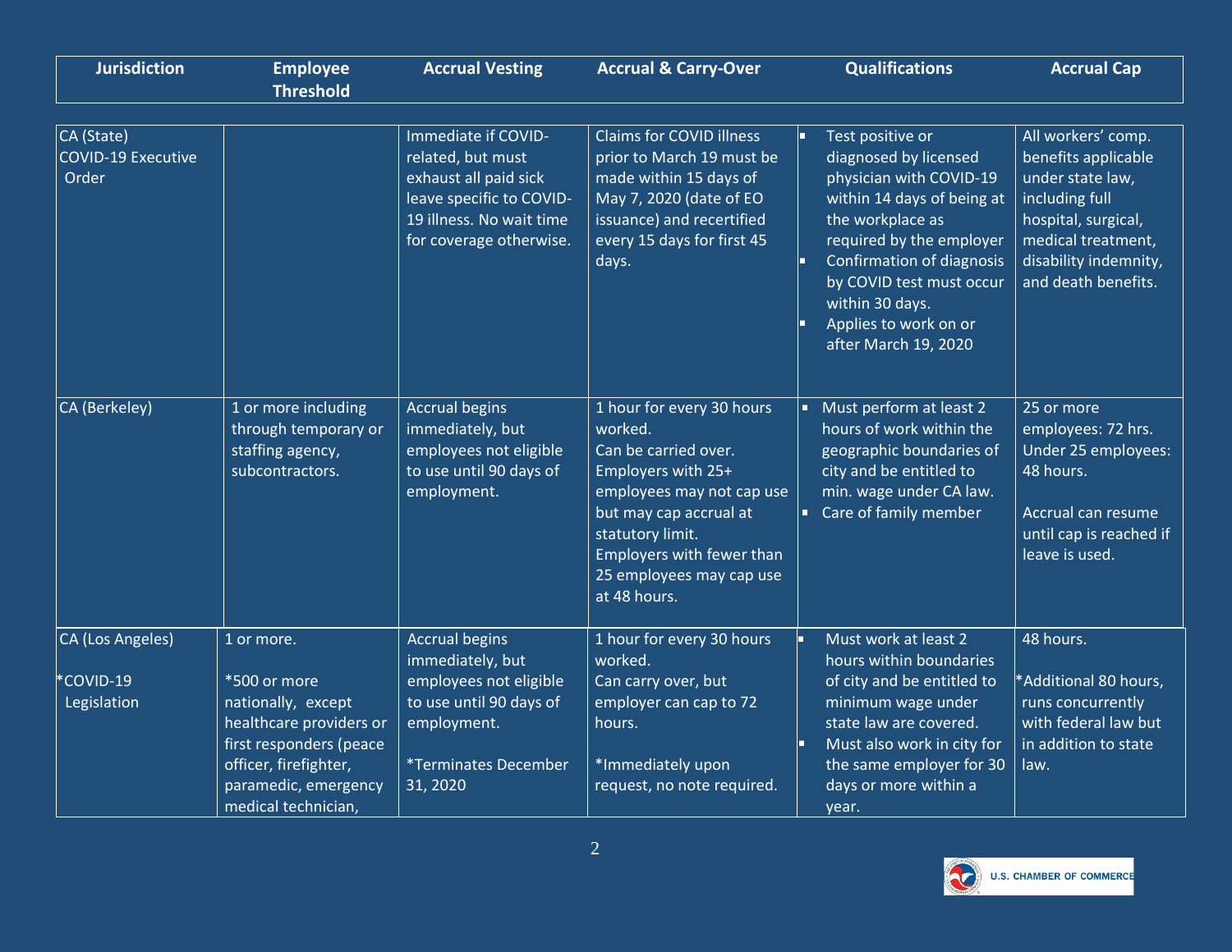| Jurisdiction | Employee Threshold | Accrual Vesting | Accrual & Carry-Over | Qualifications | Accrual Cap |
|---|---|---|---|---|---|
| CA (State) COVID-19 Executive Order | | Immediate if COVID-related, but must exhaust all paid sick leave specific to COVID-19 illness. No wait time for coverage otherwise. | Claims for COVID illness prior to March 19 must be made within 15 days of May 7, 2020 (date of EO issuance) and recertified every 15 days for first 45 days. | ▪ Test positive or diagnosed by licensed physician with COVID-19 within 14 days of being at the workplace as required by the employer<br>▪ Confirmation of diagnosis by COVID test must occur within 30 days.<br>▪ Applies to work on or after March 19, 2020 | All workers' comp. benefits applicable under state law, including full hospital, surgical, medical treatment, disability indemnity, and death benefits. |
| CA (Berkeley) | 1 or more including through temporary or staffing agency, subcontractors. | Accrual begins immediately, but employees not eligible to use until 90 days of employment. | 1 hour for every 30 hours worked.<br>Can be carried over.<br>Employers with 25+ employees may not cap use but may cap accrual at statutory limit.<br>Employers with fewer than 25 employees may cap use at 48 hours. | ▪ Must perform at least 2 hours of work within the geographic boundaries of city and be entitled to min. wage under CA law.<br>▪ Care of family member | 25 or more employees: 72 hrs. Under 25 employees: 48 hours.<br><br>Accrual can resume until cap is reached if leave is used. |
| CA (Los Angeles)<br><br>*COVID-19 Legislation | 1 or more.<br><br>*500 or more nationally, except healthcare providers or first responders (peace officer, firefighter, paramedic, emergency medical technician, | Accrual begins immediately, but employees not eligible to use until 90 days of employment.<br><br>*Terminates December 31, 2020 | 1 hour for every 30 hours worked.<br>Can carry over, but employer can cap to 72 hours.<br><br>*Immediately upon request, no note required. | ▪ Must work at least 2 hours within boundaries of city and be entitled to minimum wage under state law are covered.<br>▪ Must also work in city for the same employer for 30 days or more within a year. | 48 hours.<br><br>*Additional 80 hours, runs concurrently with federal law but in addition to state law. |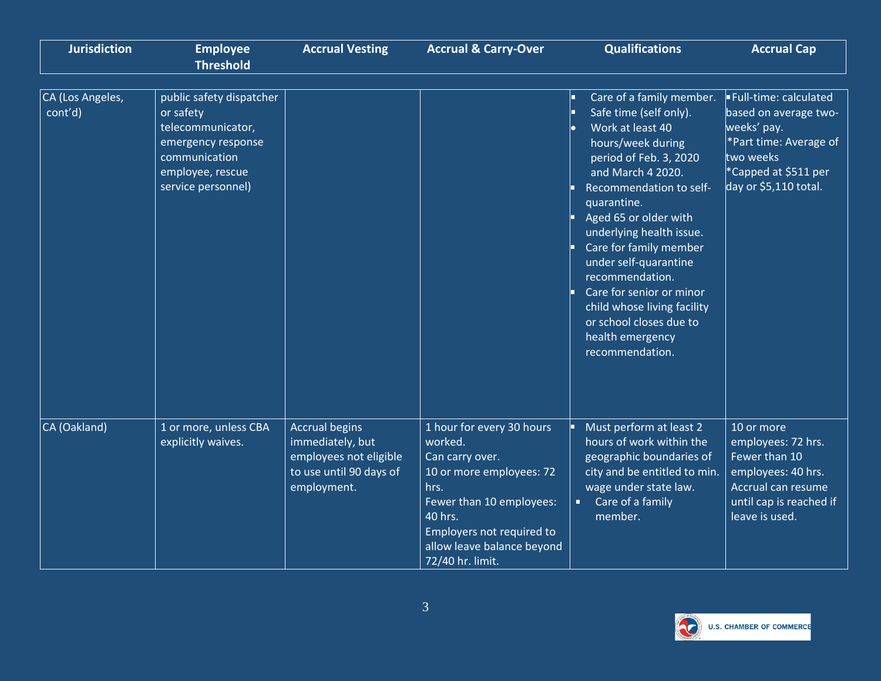| Jurisdiction | Employee Threshold | Accrual Vesting | Accrual & Carry-Over | Qualifications | Accrual Cap |
|---|---|---|---|---|---|
| CA (Los Angeles, cont'd) | public safety dispatcher or safety telecommunicator, emergency response communication employee, rescue service personnel) | | | ▪ Care of a family member.<br>▪ Safe time (self only).<br>• Work at least 40 hours/week during period of Feb. 3, 2020 and March 4 2020.<br>▪ Recommendation to self-quarantine.<br>▪ Aged 65 or older with underlying health issue.<br>▪ Care for family member under self-quarantine recommendation.<br>▪ Care for senior or minor child whose living facility or school closes due to health emergency recommendation. | ▪Full-time: calculated based on average two-weeks' pay.<br>*Part time: Average of two weeks<br>*Capped at $511 per day or $5,110 total. |
| CA (Oakland) | 1 or more, unless CBA explicitly waives. | Accrual begins immediately, but employees not eligible to use until 90 days of employment. | 1 hour for every 30 hours worked.<br>Can carry over.<br>10 or more employees: 72 hrs.<br>Fewer than 10 employees: 40 hrs.<br>Employers not required to allow leave balance beyond 72/40 hr. limit. | ▪ Must perform at least 2 hours of work within the geographic boundaries of city and be entitled to min. wage under state law.<br>▪ Care of a family member. | 10 or more employees: 72 hrs.<br>Fewer than 10 employees: 40 hrs.<br>Accrual can resume until cap is reached if leave is used. |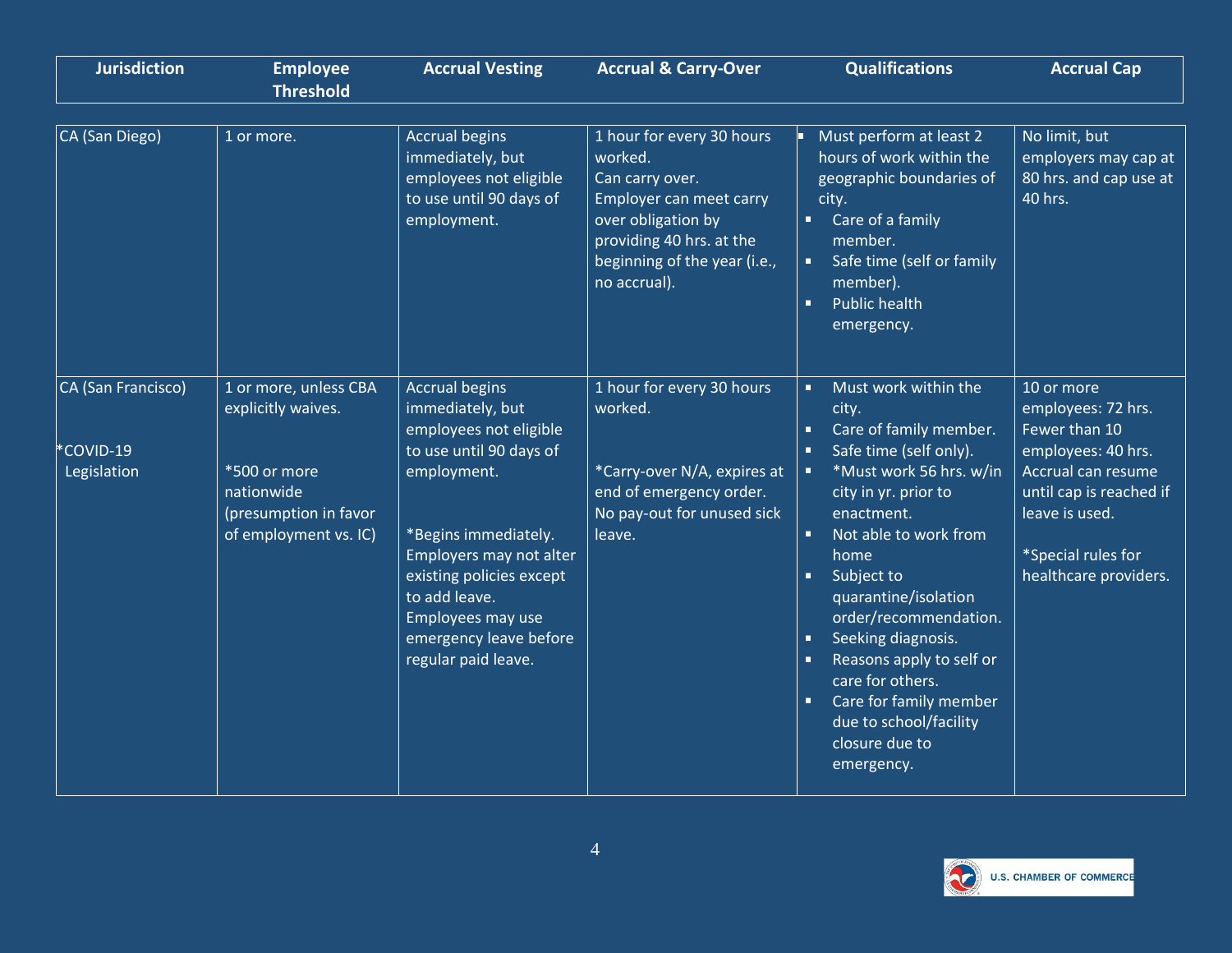| Jurisdiction | Employee Threshold | Accrual Vesting | Accrual & Carry-Over | Qualifications | Accrual Cap |
|---|---|---|---|---|---|
| CA (San Diego) | 1 or more. | Accrual begins immediately, but employees not eligible to use until 90 days of employment. | 1 hour for every 30 hours worked.<br>Can carry over.<br>Employer can meet carry over obligation by providing 40 hrs. at the beginning of the year (i.e., no accrual). | ▪ Must perform at least 2 hours of work within the geographic boundaries of city.<br>▪ Care of a family member.<br>▪ Safe time (self or family member).<br>▪ Public health emergency. | No limit, but employers may cap at 80 hrs. and cap use at 40 hrs. |
| CA (San Francisco)<br><br>*COVID-19 Legislation | 1 or more, unless CBA explicitly waives.<br><br>*500 or more nationwide (presumption in favor of employment vs. IC) | Accrual begins immediately, but employees not eligible to use until 90 days of employment.<br><br>*Begins immediately. Employers may not alter existing policies except to add leave. Employees may use emergency leave before regular paid leave. | 1 hour for every 30 hours worked.<br><br>*Carry-over N/A, expires at end of emergency order. No pay-out for unused sick leave. | ▪ Must work within the city.<br>▪ Care of family member.<br>▪ Safe time (self only).<br>▪ *Must work 56 hrs. w/in city in yr. prior to enactment.<br>▪ Not able to work from home<br>▪ Subject to quarantine/isolation order/recommendation.<br>▪ Seeking diagnosis.<br>▪ Reasons apply to self or care for others.<br>▪ Care for family member due to school/facility closure due to emergency. | 10 or more employees: 72 hrs. Fewer than 10 employees: 40 hrs. Accrual can resume until cap is reached if leave is used.<br><br>*Special rules for healthcare providers. |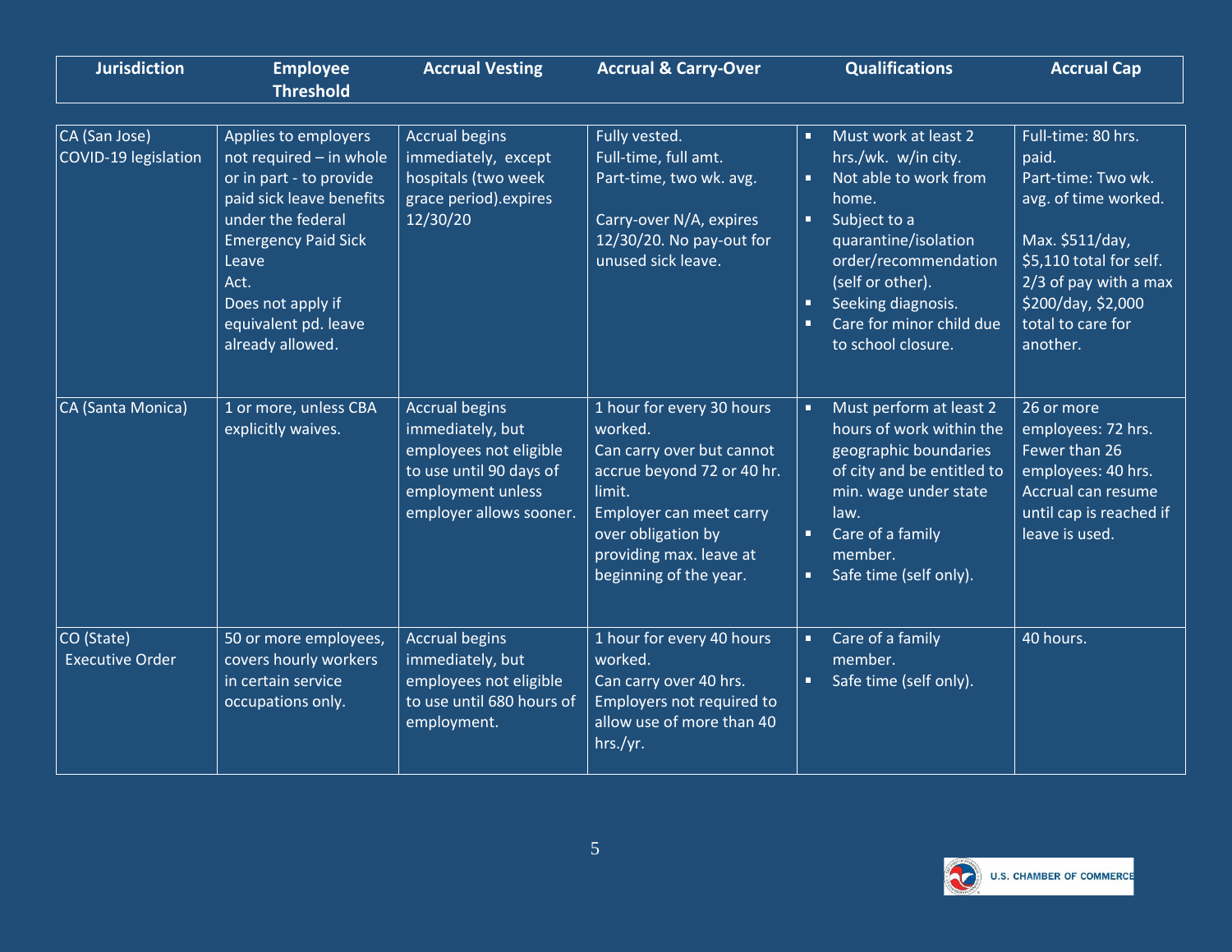| Jurisdiction | Employee Threshold | Accrual Vesting | Accrual & Carry-Over | Qualifications | Accrual Cap |
|---|---|---|---|---|---|
| CA (San Jose) COVID-19 legislation | Applies to employers not required – in whole or in part - to provide paid sick leave benefits under the federal Emergency Paid Sick Leave Act.<br>Does not apply if equivalent pd. leave already allowed. | Accrual begins immediately, except hospitals (two week grace period).expires 12/30/20 | Fully vested.<br>Full-time, full amt.<br>Part-time, two wk. avg.<br><br>Carry-over N/A, expires 12/30/20. No pay-out for unused sick leave. | ▪ Must work at least 2 hrs./wk. w/in city.<br>▪ Not able to work from home.<br>▪ Subject to a quarantine/isolation order/recommendation (self or other).<br>▪ Seeking diagnosis.<br>▪ Care for minor child due to school closure. | Full-time: 80 hrs. paid.<br>Part-time: Two wk. avg. of time worked.<br><br>Max. $511/day, $5,110 total for self. 2/3 of pay with a max $200/day, $2,000 total to care for another. |
| CA (Santa Monica) | 1 or more, unless CBA explicitly waives. | Accrual begins immediately, but employees not eligible to use until 90 days of employment unless employer allows sooner. | 1 hour for every 30 hours worked.<br>Can carry over but cannot accrue beyond 72 or 40 hr. limit.<br>Employer can meet carry over obligation by providing max. leave at beginning of the year. | ▪ Must perform at least 2 hours of work within the geographic boundaries of city and be entitled to min. wage under state law.<br>▪ Care of a family member.<br>▪ Safe time (self only). | 26 or more employees: 72 hrs.<br>Fewer than 26 employees: 40 hrs.<br>Accrual can resume until cap is reached if leave is used. |
| CO (State) Executive Order | 50 or more employees, covers hourly workers in certain service occupations only. | Accrual begins immediately, but employees not eligible to use until 680 hours of employment. | 1 hour for every 40 hours worked.<br>Can carry over 40 hrs.<br>Employers not required to allow use of more than 40 hrs./yr. | ▪ Care of a family member.<br>▪ Safe time (self only). | 40 hours. |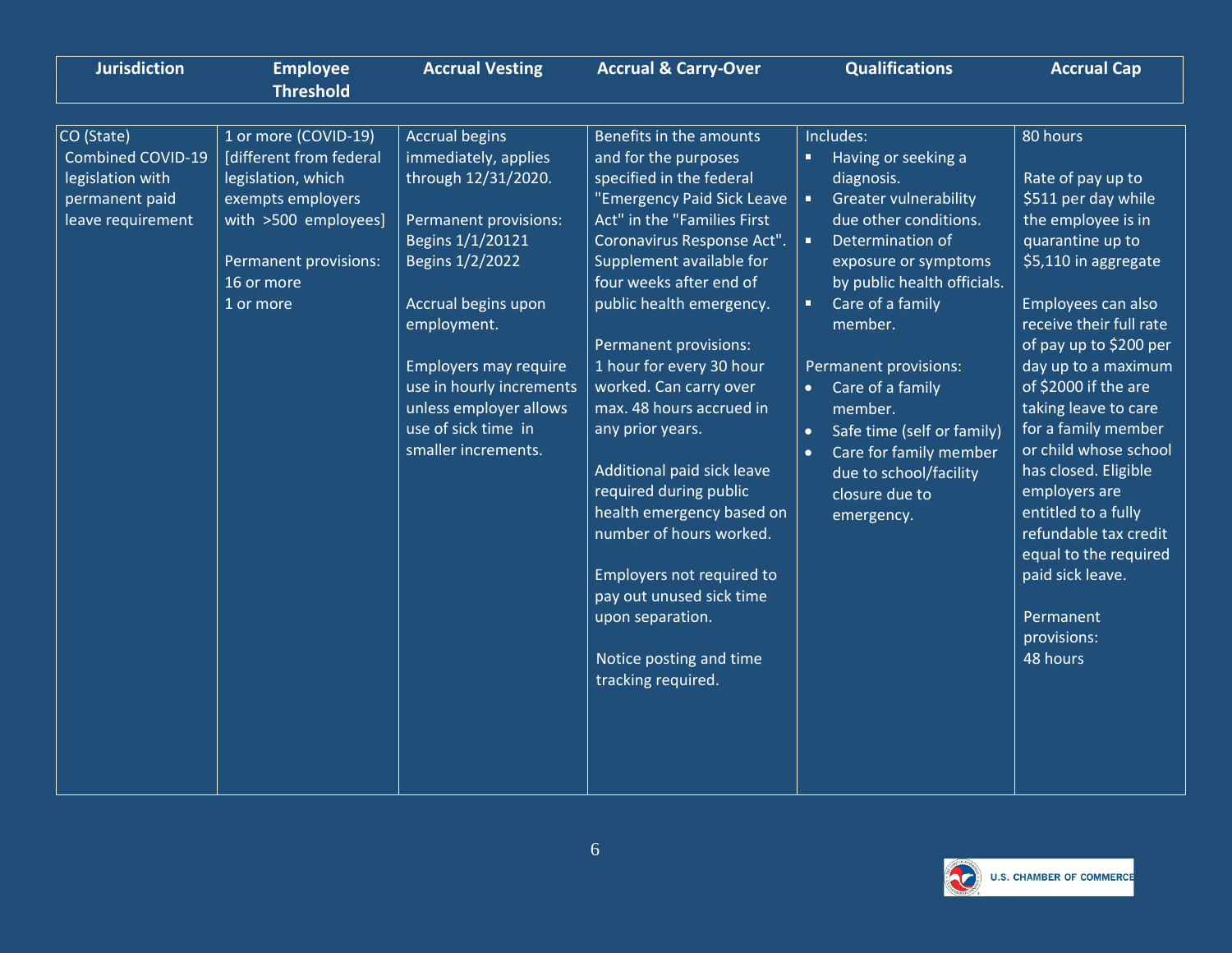| Jurisdiction | Employee Threshold | Accrual Vesting | Accrual & Carry-Over | Qualifications | Accrual Cap |
|---|---|---|---|---|---|
| CO (State)<br>Combined COVID-19 legislation with permanent paid leave requirement | 1 or more (COVID-19) [different from federal legislation, which exempts employers with >500 employees]<br><br>Permanent provisions:<br>16 or more<br>1 or more | Accrual begins immediately, applies through 12/31/2020.<br><br>Permanent provisions:<br>Begins 1/1/20121<br>Begins 1/2/2022<br><br>Accrual begins upon employment.<br><br>Employers may require use in hourly increments unless employer allows use of sick time in smaller increments. | Benefits in the amounts and for the purposes specified in the federal "Emergency Paid Sick Leave Act" in the "Families First Coronavirus Response Act". Supplement available for four weeks after end of public health emergency.<br><br>Permanent provisions:<br>1 hour for every 30 hour worked. Can carry over max. 48 hours accrued in any prior years.<br><br>Additional paid sick leave required during public health emergency based on number of hours worked.<br><br>Employers not required to pay out unused sick time upon separation.<br><br>Notice posting and time tracking required. | Includes:<br>▪ Having or seeking a diagnosis.<br>▪ Greater vulnerability due other conditions.<br>▪ Determination of exposure or symptoms by public health officials.<br>▪ Care of a family member.<br><br>Permanent provisions:<br>• Care of a family member.<br>• Safe time (self or family)<br>• Care for family member due to school/facility closure due to emergency. | 80 hours<br><br>Rate of pay up to $511 per day while the employee is in quarantine up to $5,110 in aggregate<br><br>Employees can also receive their full rate of pay up to $200 per day up to a maximum of $2000 if the are taking leave to care for a family member or child whose school has closed. Eligible employers are entitled to a fully refundable tax credit equal to the required paid sick leave.<br><br>Permanent provisions:<br>48 hours |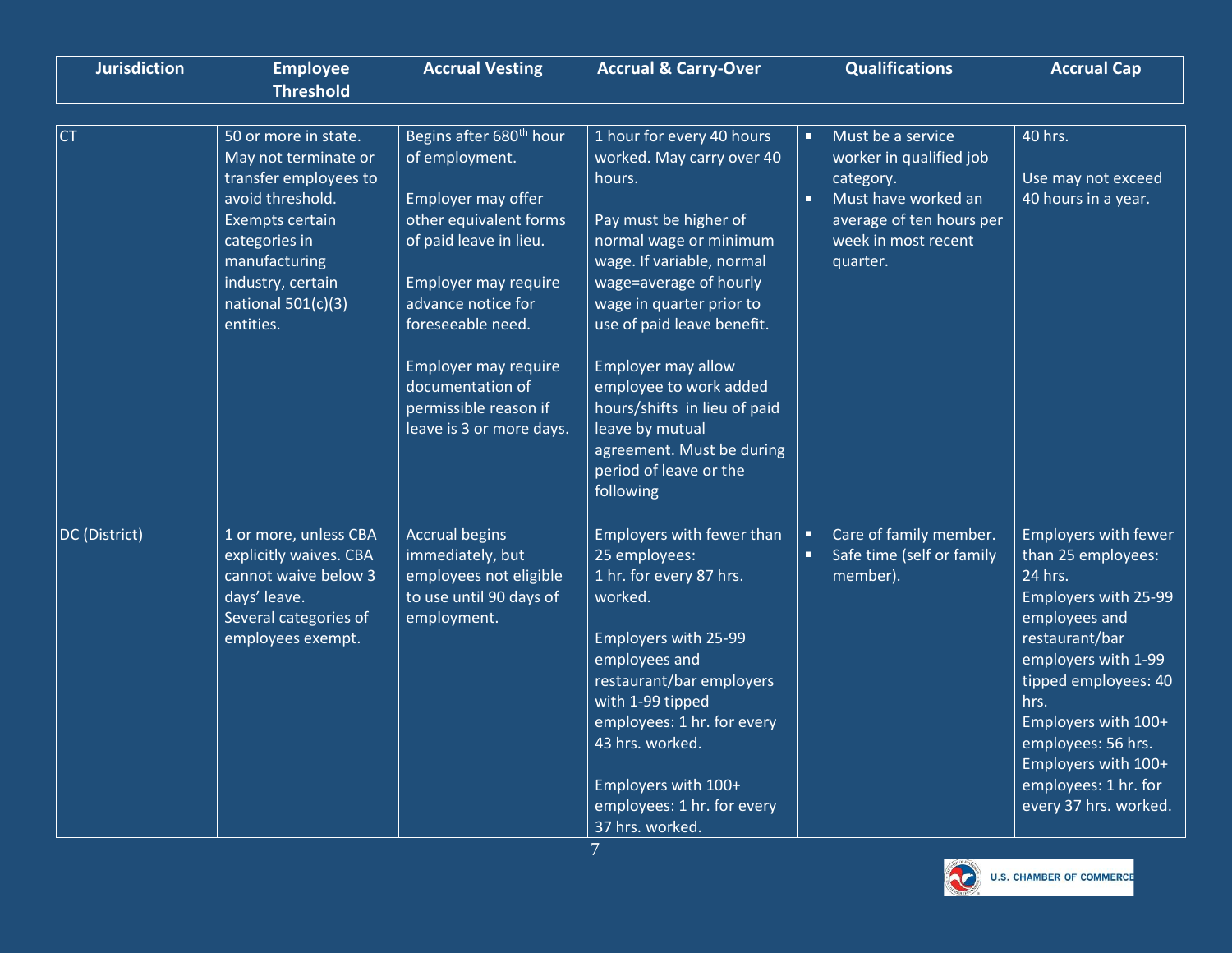| Jurisdiction | Employee Threshold | Accrual Vesting | Accrual & Carry-Over | Qualifications | Accrual Cap |
|---|---|---|---|---|---|
| CT | 50 or more in state. May not terminate or transfer employees to avoid threshold. Exempts certain categories in manufacturing industry, certain national 501(c)(3) entities. | Begins after 680th hour of employment.<br><br>Employer may offer other equivalent forms of paid leave in lieu.<br><br>Employer may require advance notice for foreseeable need.<br><br>Employer may require documentation of permissible reason if leave is 3 or more days. | 1 hour for every 40 hours worked. May carry over 40 hours.<br><br>Pay must be higher of normal wage or minimum wage. If variable, normal wage=average of hourly wage in quarter prior to use of paid leave benefit.<br><br>Employer may allow employee to work added hours/shifts in lieu of paid leave by mutual agreement. Must be during period of leave or the following | ▪ Must be a service worker in qualified job category.<br>▪ Must have worked an average of ten hours per week in most recent quarter. | 40 hrs.<br><br>Use may not exceed 40 hours in a year. |
| DC (District) | 1 or more, unless CBA explicitly waives. CBA cannot waive below 3 days' leave.<br>Several categories of employees exempt. | Accrual begins immediately, but employees not eligible to use until 90 days of employment. | Employers with fewer than 25 employees:<br>1 hr. for every 87 hrs. worked.<br><br>Employers with 25-99 employees and restaurant/bar employers with 1-99 tipped employees: 1 hr. for every 43 hrs. worked.<br><br>Employers with 100+ employees: 1 hr. for every 37 hrs. worked. | ▪ Care of family member.<br>▪ Safe time (self or family member). | Employers with fewer than 25 employees: 24 hrs.<br>Employers with 25-99 employees and restaurant/bar employers with 1-99 tipped employees: 40 hrs.<br>Employers with 100+ employees: 56 hrs.<br>Employers with 100+ employees: 1 hr. for every 37 hrs. worked. |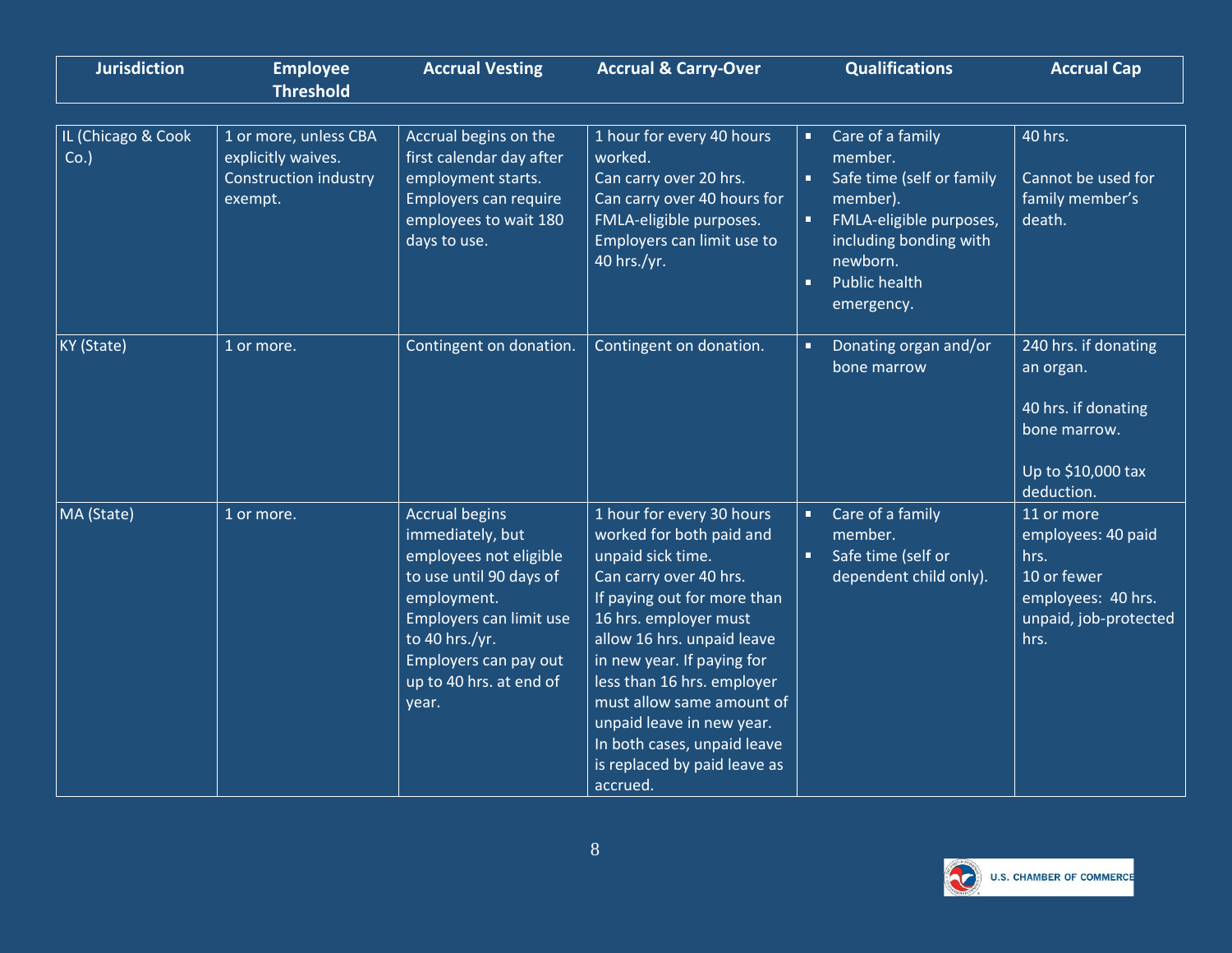| Jurisdiction | Employee Threshold | Accrual Vesting | Accrual & Carry-Over | Qualifications | Accrual Cap |
|---|---|---|---|---|---|
| IL (Chicago & Cook Co.) | 1 or more, unless CBA explicitly waives. Construction industry exempt. | Accrual begins on the first calendar day after employment starts. Employers can require employees to wait 180 days to use. | 1 hour for every 40 hours worked. Can carry over 20 hrs. Can carry over 40 hours for FMLA-eligible purposes. Employers can limit use to 40 hrs./yr. | ▪ Care of a family member. ▪ Safe time (self or family member). ▪ FMLA-eligible purposes, including bonding with newborn. ▪ Public health emergency. | 40 hrs. Cannot be used for family member's death. |
| KY (State) | 1 or more. | Contingent on donation. | Contingent on donation. | ▪ Donating organ and/or bone marrow | 240 hrs. if donating an organ. 40 hrs. if donating bone marrow. Up to $10,000 tax deduction. |
| MA (State) | 1 or more. | Accrual begins immediately, but employees not eligible to use until 90 days of employment. Employers can limit use to 40 hrs./yr. Employers can pay out up to 40 hrs. at end of year. | 1 hour for every 30 hours worked for both paid and unpaid sick time. Can carry over 40 hrs. If paying out for more than 16 hrs. employer must allow 16 hrs. unpaid leave in new year. If paying for less than 16 hrs. employer must allow same amount of unpaid leave in new year. In both cases, unpaid leave is replaced by paid leave as accrued. | ▪ Care of a family member. ▪ Safe time (self or dependent child only). | 11 or more employees: 40 paid hrs. 10 or fewer employees: 40 hrs. unpaid, job-protected hrs. |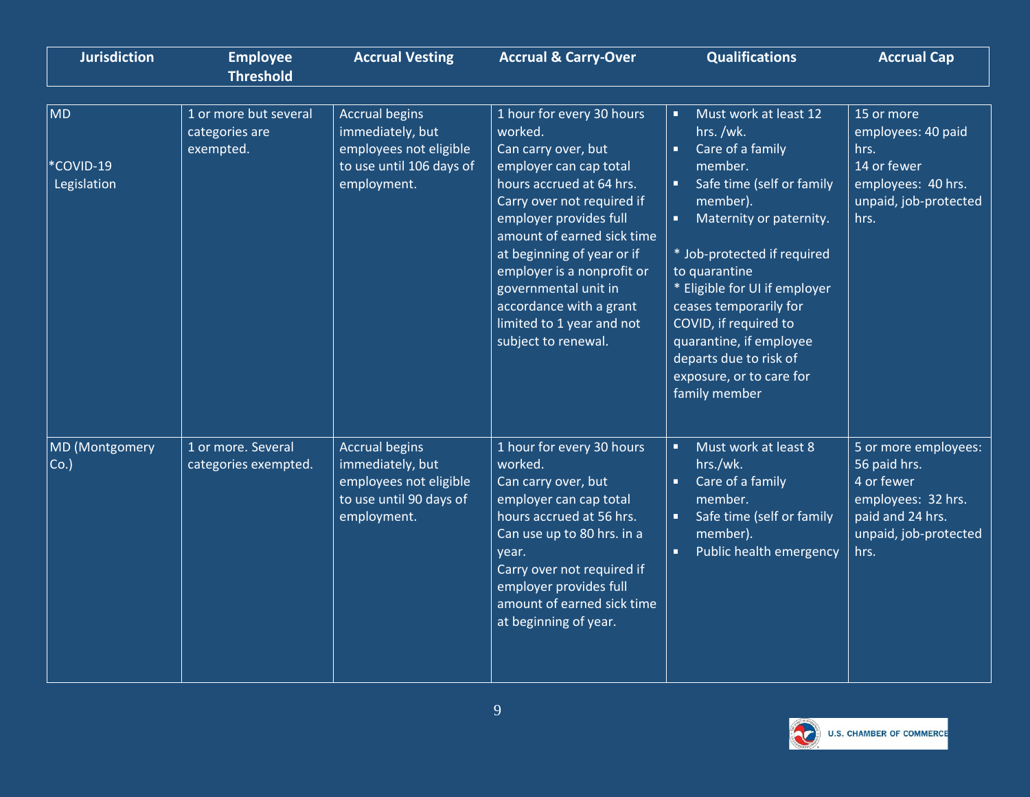| Jurisdiction | Employee Threshold | Accrual Vesting | Accrual & Carry-Over | Qualifications | Accrual Cap |
|---|---|---|---|---|---|
| MD<br><br>*COVID-19 Legislation | 1 or more but several categories are exempted. | Accrual begins immediately, but employees not eligible to use until 106 days of employment. | 1 hour for every 30 hours worked.<br>Can carry over, but employer can cap total hours accrued at 64 hrs.<br>Carry over not required if employer provides full amount of earned sick time at beginning of year or if employer is a nonprofit or governmental unit in accordance with a grant limited to 1 year and not subject to renewal. | ▪ Must work at least 12 hrs. /wk.<br>▪ Care of a family member.<br>▪ Safe time (self or family member).<br>▪ Maternity or paternity.<br><br>* Job-protected if required to quarantine<br>* Eligible for UI if employer ceases temporarily for COVID, if required to quarantine, if employee departs due to risk of exposure, or to care for family member | 15 or more employees: 40 paid hrs.<br>14 or fewer employees: 40 hrs. unpaid, job-protected hrs. |
| MD (Montgomery Co.) | 1 or more. Several categories exempted. | Accrual begins immediately, but employees not eligible to use until 90 days of employment. | 1 hour for every 30 hours worked.<br>Can carry over, but employer can cap total hours accrued at 56 hrs.<br>Can use up to 80 hrs. in a year.<br>Carry over not required if employer provides full amount of earned sick time at beginning of year. | ▪ Must work at least 8 hrs./wk.<br>▪ Care of a family member.<br>▪ Safe time (self or family member).<br>▪ Public health emergency | 5 or more employees: 56 paid hrs.<br>4 or fewer employees: 32 hrs. paid and 24 hrs. unpaid, job-protected hrs. |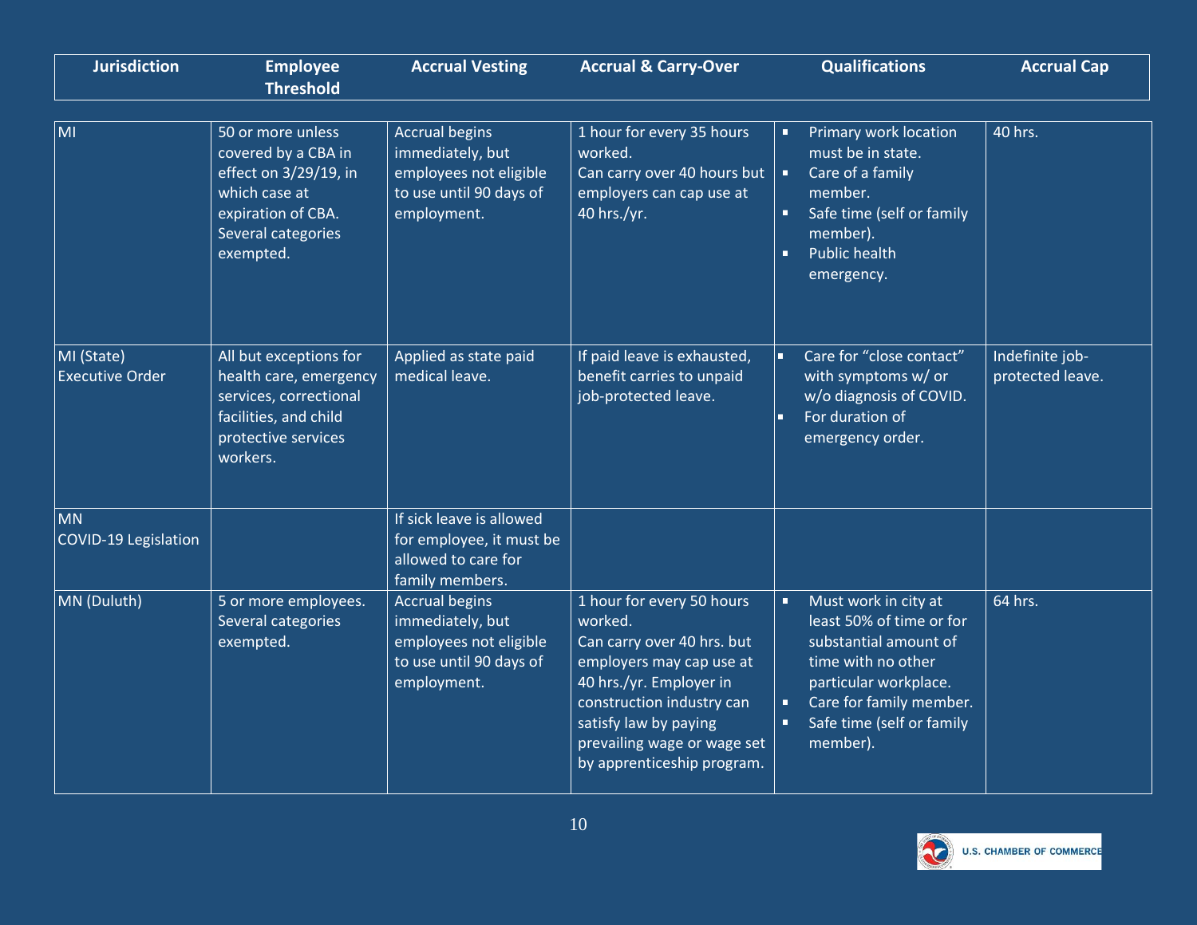| Jurisdiction | Employee Threshold | Accrual Vesting | Accrual & Carry-Over | Qualifications | Accrual Cap |
| --- | --- | --- | --- | --- | --- |
| MI | 50 or more unless covered by a CBA in effect on 3/29/19, in which case at expiration of CBA. Several categories exempted. | Accrual begins immediately, but employees not eligible to use until 90 days of employment. | 1 hour for every 35 hours worked. Can carry over 40 hours but employers can cap use at 40 hrs./yr. | ▪ Primary work location must be in state. ▪ Care of a family member. ▪ Safe time (self or family member). ▪ Public health emergency. | 40 hrs. |
| MI (State) Executive Order | All but exceptions for health care, emergency services, correctional facilities, and child protective services workers. | Applied as state paid medical leave. | If paid leave is exhausted, benefit carries to unpaid job-protected leave. | ▪ Care for "close contact" with symptoms w/ or w/o diagnosis of COVID. ▪ For duration of emergency order. | Indefinite job-protected leave. |
| MN COVID-19 Legislation | | If sick leave is allowed for employee, it must be allowed to care for family members. | | | |
| MN (Duluth) | 5 or more employees. Several categories exempted. | Accrual begins immediately, but employees not eligible to use until 90 days of employment. | 1 hour for every 50 hours worked. Can carry over 40 hrs. but employers may cap use at 40 hrs./yr. Employer in construction industry can satisfy law by paying prevailing wage or wage set by apprenticeship program. | ▪ Must work in city at least 50% of time or for substantial amount of time with no other particular workplace. ▪ Care for family member. ▪ Safe time (self or family member). | 64 hrs. |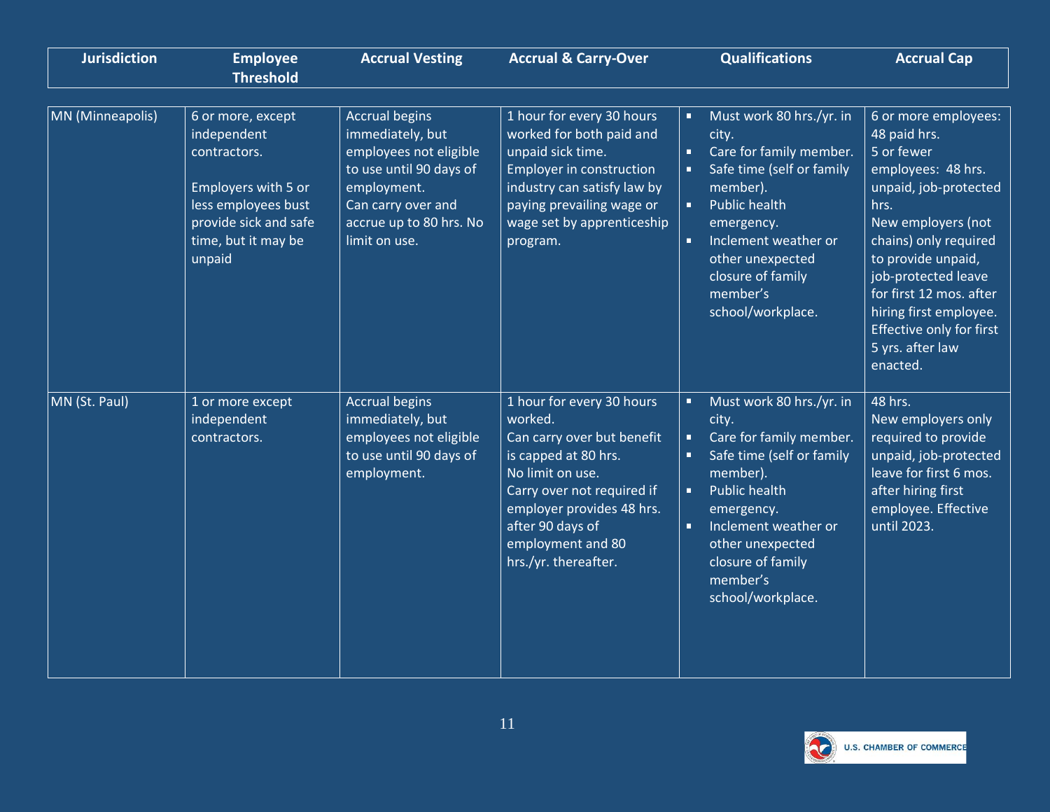| Jurisdiction | Employee Threshold | Accrual Vesting | Accrual & Carry-Over | Qualifications | Accrual Cap |
|---|---|---|---|---|---|
| MN (Minneapolis) | 6 or more, except independent contractors.<br><br>Employers with 5 or less employees bust provide sick and safe time, but it may be unpaid | Accrual begins immediately, but employees not eligible to use until 90 days of employment.<br>Can carry over and accrue up to 80 hrs. No limit on use. | 1 hour for every 30 hours worked for both paid and unpaid sick time.<br>Employer in construction industry can satisfy law by paying prevailing wage or wage set by apprenticeship program. | ▪ Must work 80 hrs./yr. in city.<br>▪ Care for family member.<br>▪ Safe time (self or family member).<br>▪ Public health emergency.<br>▪ Inclement weather or other unexpected closure of family member's school/workplace. | 6 or more employees: 48 paid hrs.<br>5 or fewer employees: 48 hrs. unpaid, job-protected hrs.<br>New employers (not chains) only required to provide unpaid, job-protected leave for first 12 mos. after hiring first employee. Effective only for first 5 yrs. after law enacted. |
| MN (St. Paul) | 1 or more except independent contractors. | Accrual begins immediately, but employees not eligible to use until 90 days of employment. | 1 hour for every 30 hours worked.<br>Can carry over but benefit is capped at 80 hrs.<br>No limit on use.<br>Carry over not required if employer provides 48 hrs. after 90 days of employment and 80 hrs./yr. thereafter. | ▪ Must work 80 hrs./yr. in city.<br>▪ Care for family member.<br>▪ Safe time (self or family member).<br>▪ Public health emergency.<br>▪ Inclement weather or other unexpected closure of family member's school/workplace. | 48 hrs.<br>New employers only required to provide unpaid, job-protected leave for first 6 mos. after hiring first employee. Effective until 2023. |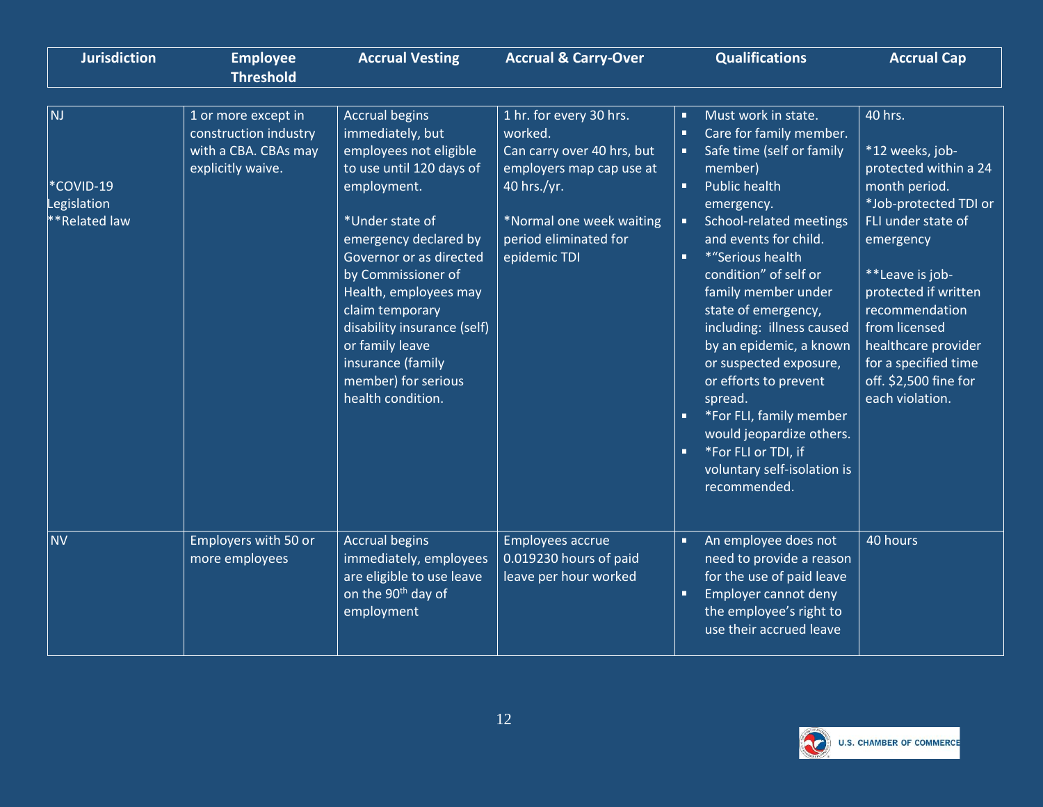| Jurisdiction | Employee Threshold | Accrual Vesting | Accrual & Carry-Over | Qualifications | Accrual Cap |
| --- | --- | --- | --- | --- | --- |
| NJ<br><br>*COVID-19 Legislation<br>**Related law | 1 or more except in construction industry with a CBA. CBAs may explicitly waive. | Accrual begins immediately, but employees not eligible to use until 120 days of employment.<br><br>*Under state of emergency declared by Governor or as directed by Commissioner of Health, employees may claim temporary disability insurance (self) or family leave insurance (family member) for serious health condition. | 1 hr. for every 30 hrs. worked.<br>Can carry over 40 hrs, but employers map cap use at 40 hrs./yr.<br><br>*Normal one week waiting period eliminated for epidemic TDI | ▪ Must work in state.<br>▪ Care for family member.<br>▪ Safe time (self or family member)<br>▪ Public health emergency.<br>▪ School-related meetings and events for child.<br>▪ *"Serious health condition" of self or family member under state of emergency, including: illness caused by an epidemic, a known or suspected exposure, or efforts to prevent spread.<br>▪ *For FLI, family member would jeopardize others.<br>▪ *For FLI or TDI, if voluntary self-isolation is recommended. | 40 hrs.<br><br>*12 weeks, job-protected within a 24 month period.<br>*Job-protected TDI or FLI under state of emergency<br><br>**Leave is job-protected if written recommendation from licensed healthcare provider for a specified time off. $2,500 fine for each violation. |
| NV | Employers with 50 or more employees | Accrual begins immediately, employees are eligible to use leave on the 90th day of employment | Employees accrue 0.019230 hours of paid leave per hour worked | ▪ An employee does not need to provide a reason for the use of paid leave<br>▪ Employer cannot deny the employee's right to use their accrued leave | 40 hours |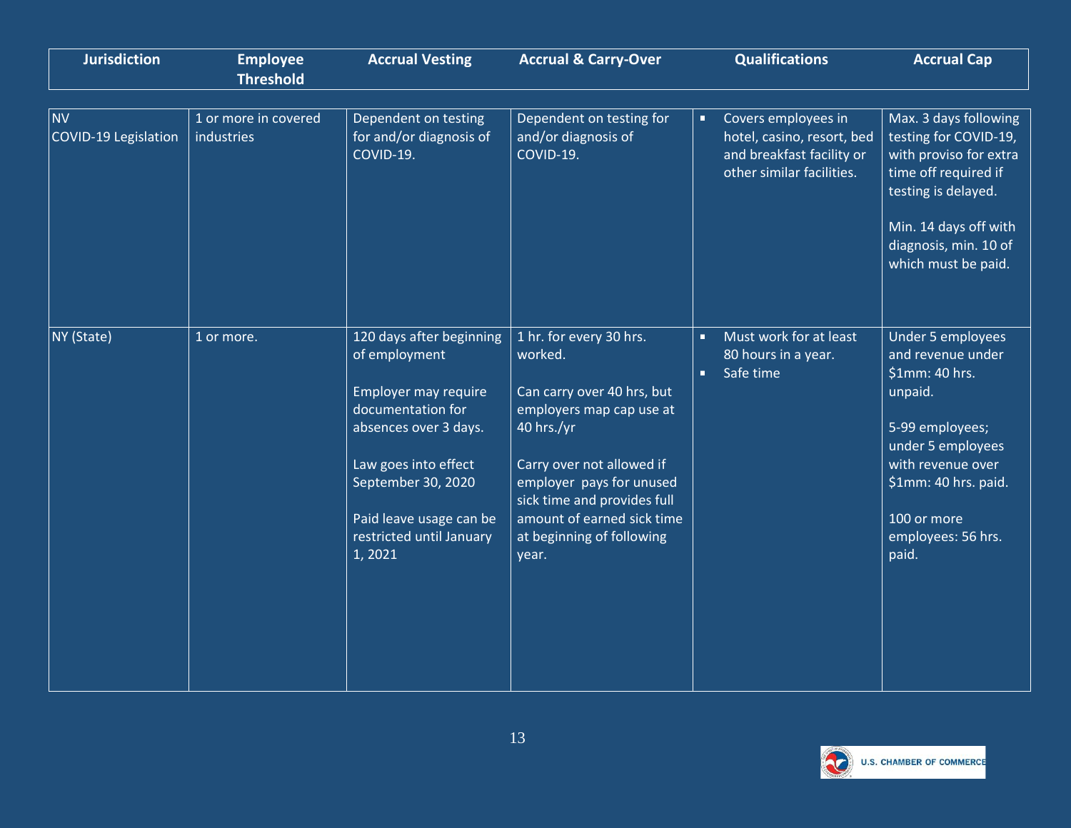| Jurisdiction | Employee Threshold | Accrual Vesting | Accrual & Carry-Over | Qualifications | Accrual Cap |
|---|---|---|---|---|---|
| NV<br>COVID-19 Legislation | 1 or more in covered industries | Dependent on testing for and/or diagnosis of COVID-19. | Dependent on testing for and/or diagnosis of COVID-19. | ▪ Covers employees in hotel, casino, resort, bed and breakfast facility or other similar facilities. | Max. 3 days following testing for COVID-19, with proviso for extra time off required if testing is delayed.<br><br>Min. 14 days off with diagnosis, min. 10 of which must be paid. |
| NY (State) | 1 or more. | 120 days after beginning of employment<br><br>Employer may require documentation for absences over 3 days.<br><br>Law goes into effect September 30, 2020<br><br>Paid leave usage can be restricted until January 1, 2021 | 1 hr. for every 30 hrs. worked.<br><br>Can carry over 40 hrs, but employers map cap use at 40 hrs./yr<br><br>Carry over not allowed if employer pays for unused sick time and provides full amount of earned sick time at beginning of following year. | ▪ Must work for at least 80 hours in a year.<br>▪ Safe time | Under 5 employees and revenue under $1mm: 40 hrs. unpaid.<br><br>5-99 employees; under 5 employees with revenue over $1mm: 40 hrs. paid.<br><br>100 or more employees: 56 hrs. paid. |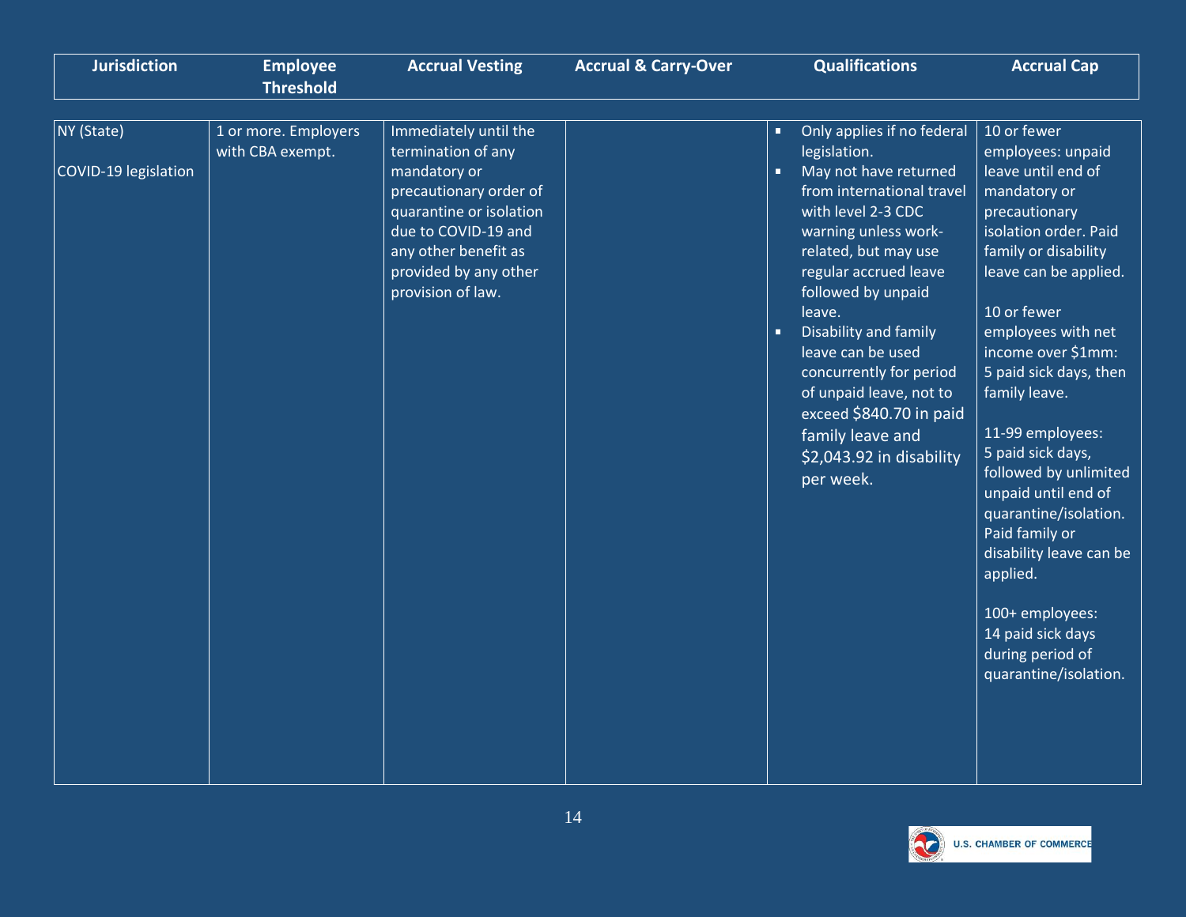| Jurisdiction | Employee Threshold | Accrual Vesting | Accrual & Carry-Over | Qualifications | Accrual Cap |
|---|---|---|---|---|---|
| NY (State)<br><br>COVID-19 legislation | 1 or more. Employers with CBA exempt. | Immediately until the termination of any mandatory or precautionary order of quarantine or isolation due to COVID-19 and any other benefit as provided by any other provision of law. | | ▪ Only applies if no federal legislation.<br>▪ May not have returned from international travel with level 2-3 CDC warning unless work-related, but may use regular accrued leave followed by unpaid leave.<br>▪ Disability and family leave can be used concurrently for period of unpaid leave, not to exceed $840.70 in paid family leave and $2,043.92 in disability per week. | 10 or fewer employees: unpaid leave until end of mandatory or precautionary isolation order. Paid family or disability leave can be applied.<br><br>10 or fewer employees with net income over $1mm: 5 paid sick days, then family leave.<br><br>11-99 employees: 5 paid sick days, followed by unlimited unpaid until end of quarantine/isolation. Paid family or disability leave can be applied.<br><br>100+ employees: 14 paid sick days during period of quarantine/isolation. |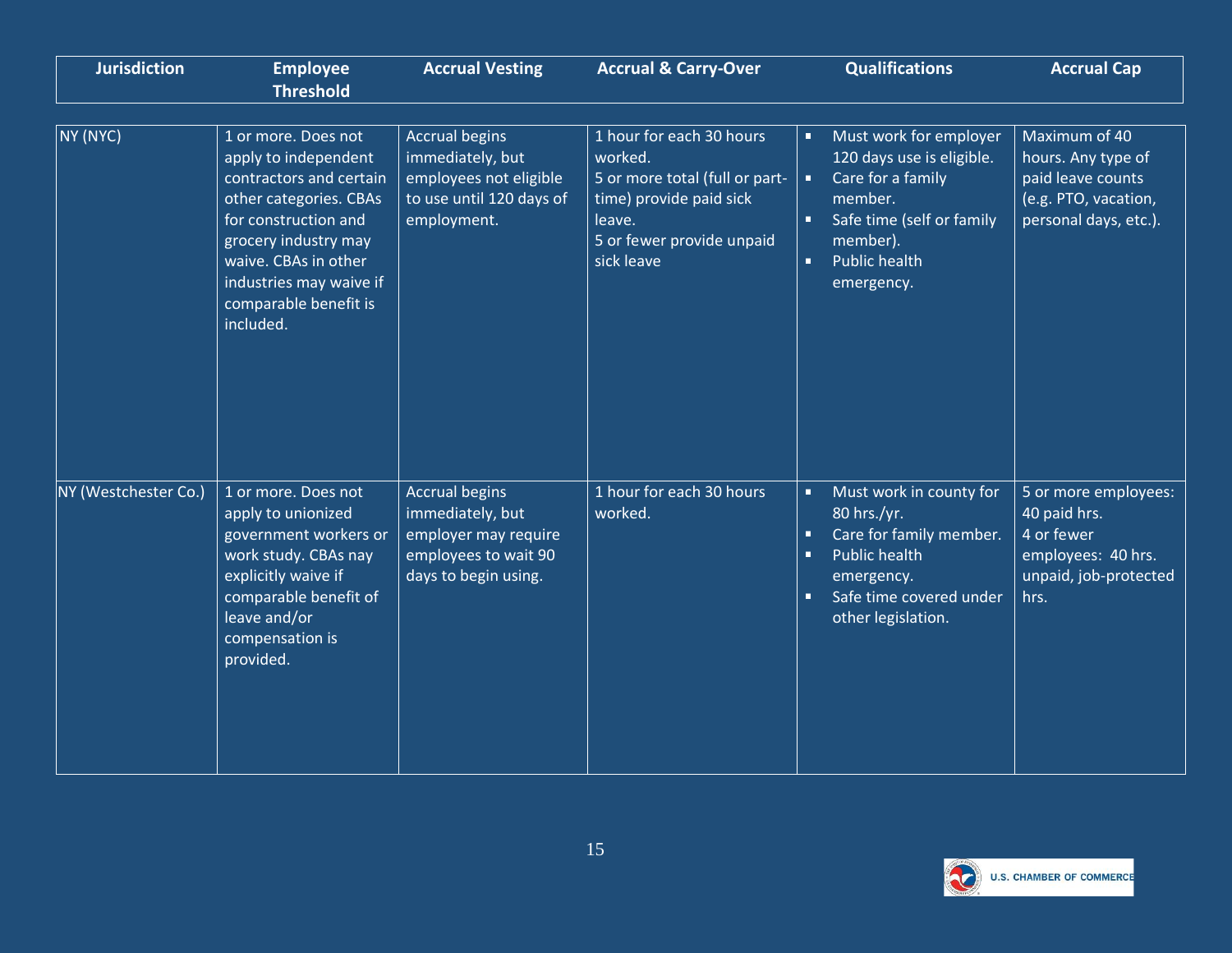| Jurisdiction | Employee Threshold | Accrual Vesting | Accrual & Carry-Over | Qualifications | Accrual Cap |
|---|---|---|---|---|---|
| NY (NYC) | 1 or more. Does not apply to independent contractors and certain other categories. CBAs for construction and grocery industry may waive. CBAs in other industries may waive if comparable benefit is included. | Accrual begins immediately, but employees not eligible to use until 120 days of employment. | 1 hour for each 30 hours worked.<br>5 or more total (full or part-time) provide paid sick leave.<br>5 or fewer provide unpaid sick leave | ▪ Must work for employer 120 days use is eligible.<br>▪ Care for a family member.<br>▪ Safe time (self or family member).<br>▪ Public health emergency. | Maximum of 40 hours. Any type of paid leave counts (e.g. PTO, vacation, personal days, etc.). |
| NY (Westchester Co.) | 1 or more. Does not apply to unionized government workers or work study. CBAs nay explicitly waive if comparable benefit of leave and/or compensation is provided. | Accrual begins immediately, but employer may require employees to wait 90 days to begin using. | 1 hour for each 30 hours worked. | ▪ Must work in county for 80 hrs./yr.<br>▪ Care for family member.<br>▪ Public health emergency.<br>▪ Safe time covered under other legislation. | 5 or more employees: 40 paid hrs.<br>4 or fewer employees: 40 hrs. unpaid, job-protected hrs. |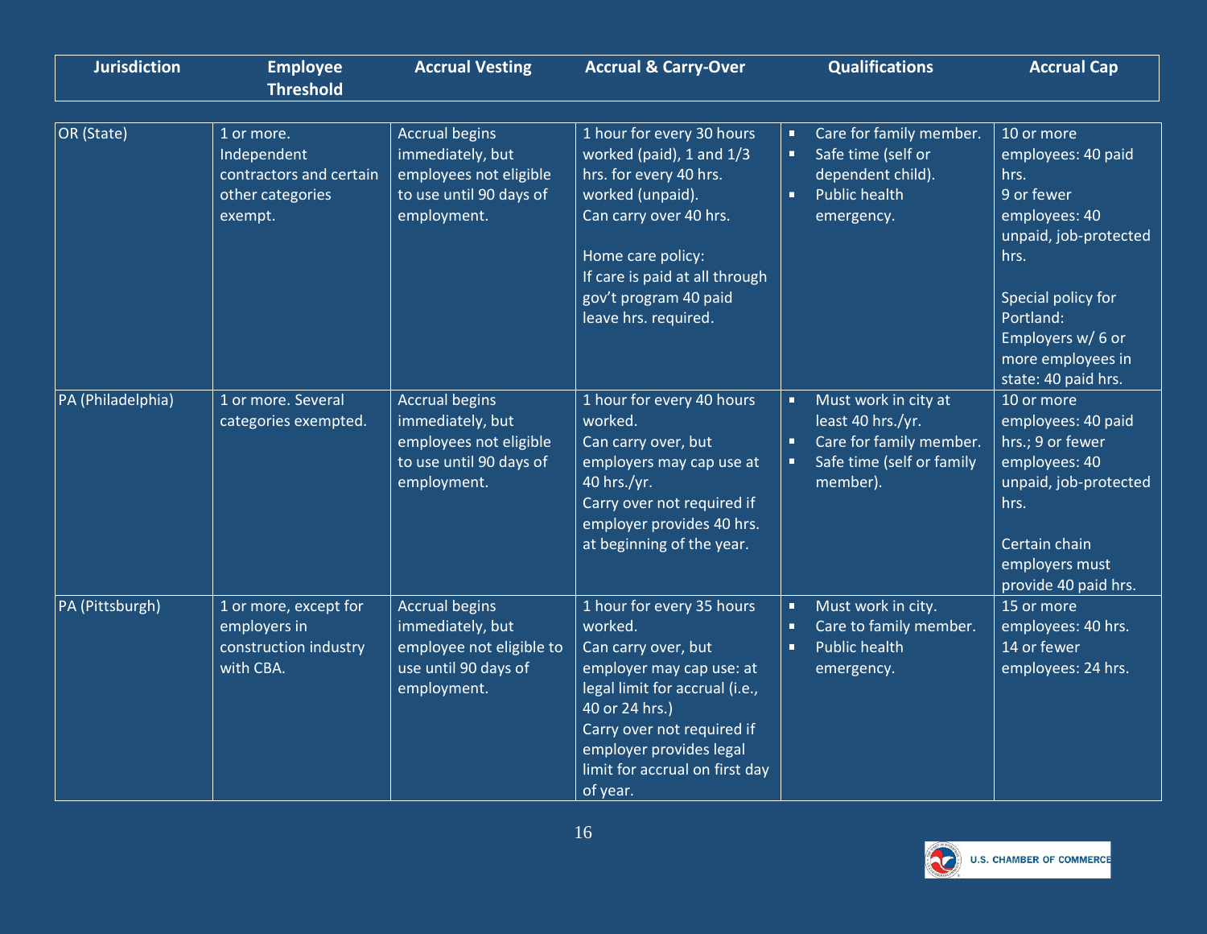| Jurisdiction | Employee Threshold | Accrual Vesting | Accrual & Carry-Over | Qualifications | Accrual Cap |
|---|---|---|---|---|---|
| OR (State) | 1 or more. Independent contractors and certain other categories exempt. | Accrual begins immediately, but employees not eligible to use until 90 days of employment. | 1 hour for every 30 hours worked (paid), 1 and 1/3 hrs. for every 40 hrs. worked (unpaid).<br>Can carry over 40 hrs.<br><br>Home care policy:<br>If care is paid at all through gov't program 40 paid leave hrs. required. | ▪ Care for family member.<br>▪ Safe time (self or dependent child).<br>▪ Public health emergency. | 10 or more employees: 40 paid hrs.<br>9 or fewer employees: 40 unpaid, job-protected hrs.<br><br>Special policy for Portland:<br>Employers w/ 6 or more employees in state: 40 paid hrs. |
| PA (Philadelphia) | 1 or more. Several categories exempted. | Accrual begins immediately, but employees not eligible to use until 90 days of employment. | 1 hour for every 40 hours worked.<br>Can carry over, but employers may cap use at 40 hrs./yr.<br>Carry over not required if employer provides 40 hrs. at beginning of the year. | ▪ Must work in city at least 40 hrs./yr.<br>▪ Care for family member.<br>▪ Safe time (self or family member). | 10 or more employees: 40 paid hrs.; 9 or fewer employees: 40 unpaid, job-protected hrs.<br><br>Certain chain employers must provide 40 paid hrs. |
| PA (Pittsburgh) | 1 or more, except for employers in construction industry with CBA. | Accrual begins immediately, but employee not eligible to use until 90 days of employment. | 1 hour for every 35 hours worked.<br>Can carry over, but employer may cap use: at legal limit for accrual (i.e., 40 or 24 hrs.)<br>Carry over not required if employer provides legal limit for accrual on first day of year. | ▪ Must work in city.<br>▪ Care to family member.<br>▪ Public health emergency. | 15 or more employees: 40 hrs.<br>14 or fewer employees: 24 hrs. |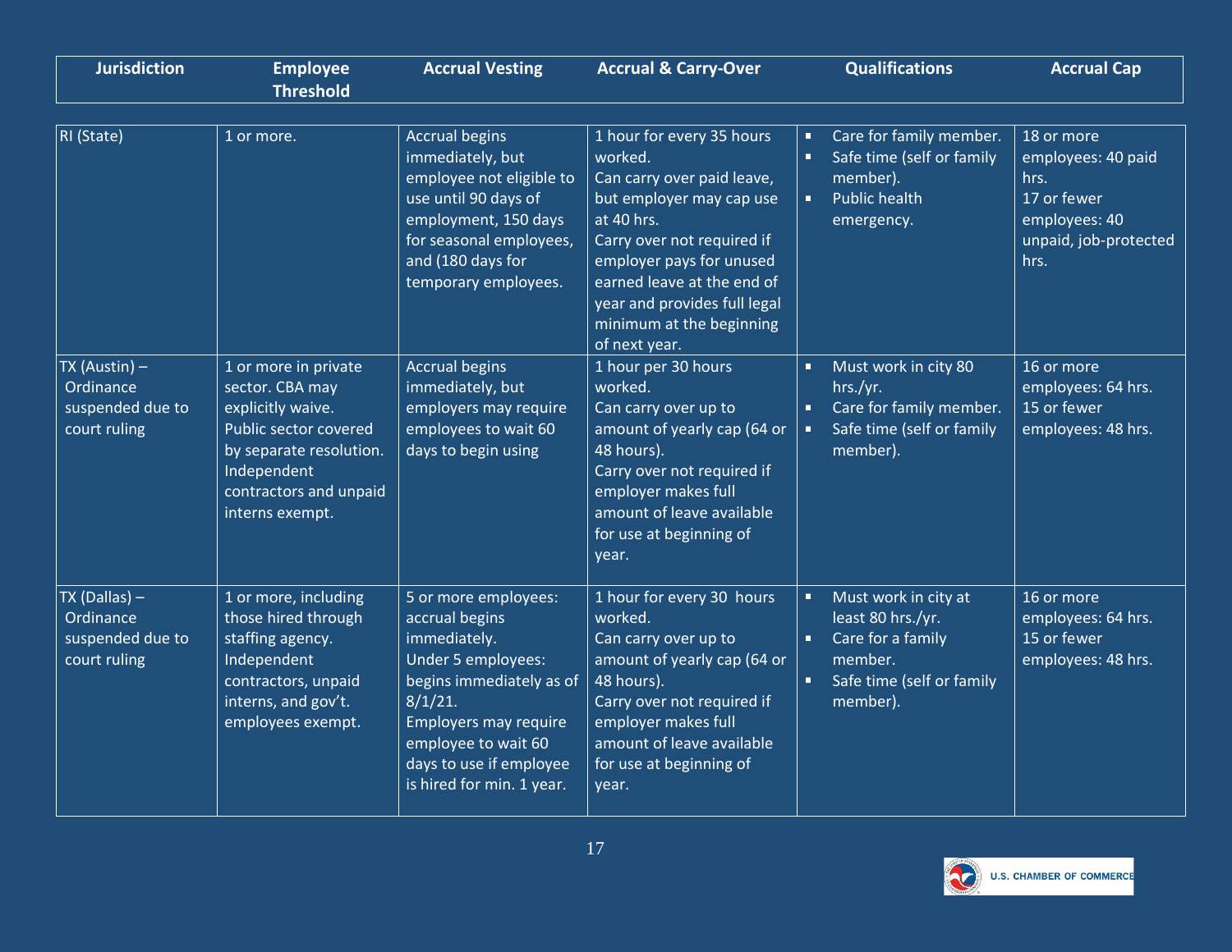| Jurisdiction | Employee Threshold | Accrual Vesting | Accrual & Carry-Over | Qualifications | Accrual Cap |
|---|---|---|---|---|---|
| RI (State) | 1 or more. | Accrual begins immediately, but employee not eligible to use until 90 days of employment, 150 days for seasonal employees, and (180 days for temporary employees. | 1 hour for every 35 hours worked.<br>Can carry over paid leave, but employer may cap use at 40 hrs.<br>Carry over not required if employer pays for unused earned leave at the end of year and provides full legal minimum at the beginning of next year. | ▪ Care for family member.<br>▪ Safe time (self or family member).<br>▪ Public health emergency. | 18 or more employees: 40 paid hrs.<br>17 or fewer employees: 40 unpaid, job-protected hrs. |
| TX (Austin) – Ordinance suspended due to court ruling | 1 or more in private sector. CBA may explicitly waive.<br>Public sector covered by separate resolution.<br>Independent contractors and unpaid interns exempt. | Accrual begins immediately, but employers may require employees to wait 60 days to begin using | 1 hour per 30 hours worked.<br>Can carry over up to amount of yearly cap (64 or 48 hours).<br>Carry over not required if employer makes full amount of leave available for use at beginning of year. | ▪ Must work in city 80 hrs./yr.<br>▪ Care for family member.<br>▪ Safe time (self or family member). | 16 or more employees: 64 hrs.<br>15 or fewer employees: 48 hrs. |
| TX (Dallas) – Ordinance suspended due to court ruling | 1 or more, including those hired through staffing agency.<br>Independent contractors, unpaid interns, and gov't. employees exempt. | 5 or more employees: accrual begins immediately.<br>Under 5 employees: begins immediately as of 8/1/21.<br>Employers may require employee to wait 60 days to use if employee is hired for min. 1 year. | 1 hour for every 30 hours worked.<br>Can carry over up to amount of yearly cap (64 or 48 hours).<br>Carry over not required if employer makes full amount of leave available for use at beginning of year. | ▪ Must work in city at least 80 hrs./yr.<br>▪ Care for a family member.<br>▪ Safe time (self or family member). | 16 or more employees: 64 hrs.<br>15 or fewer employees: 48 hrs. |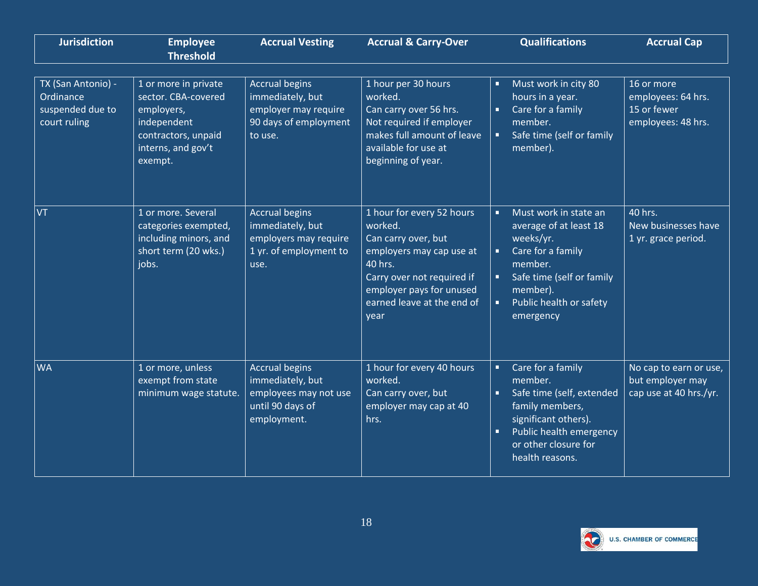| Jurisdiction | Employee Threshold | Accrual Vesting | Accrual & Carry-Over | Qualifications | Accrual Cap |
|---|---|---|---|---|---|
| TX (San Antonio) - Ordinance suspended due to court ruling | 1 or more in private sector. CBA-covered employers, independent contractors, unpaid interns, and gov't exempt. | Accrual begins immediately, but employer may require 90 days of employment to use. | 1 hour per 30 hours worked.<br>Can carry over 56 hrs.<br>Not required if employer makes full amount of leave available for use at beginning of year. | ▪ Must work in city 80 hours in a year.<br>▪ Care for a family member.<br>▪ Safe time (self or family member). | 16 or more employees: 64 hrs.<br>15 or fewer employees: 48 hrs. |
| VT | 1 or more. Several categories exempted, including minors, and short term (20 wks.) jobs. | Accrual begins immediately, but employers may require 1 yr. of employment to use. | 1 hour for every 52 hours worked.<br>Can carry over, but employers may cap use at 40 hrs.<br>Carry over not required if employer pays for unused earned leave at the end of year | ▪ Must work in state an average of at least 18 weeks/yr.<br>▪ Care for a family member.<br>▪ Safe time (self or family member).<br>▪ Public health or safety emergency | 40 hrs.<br>New businesses have 1 yr. grace period. |
| WA | 1 or more, unless exempt from state minimum wage statute. | Accrual begins immediately, but employees may not use until 90 days of employment. | 1 hour for every 40 hours worked.<br>Can carry over, but employer may cap at 40 hrs. | ▪ Care for a family member.<br>▪ Safe time (self, extended family members, significant others).<br>▪ Public health emergency or other closure for health reasons. | No cap to earn or use, but employer may cap use at 40 hrs./yr. |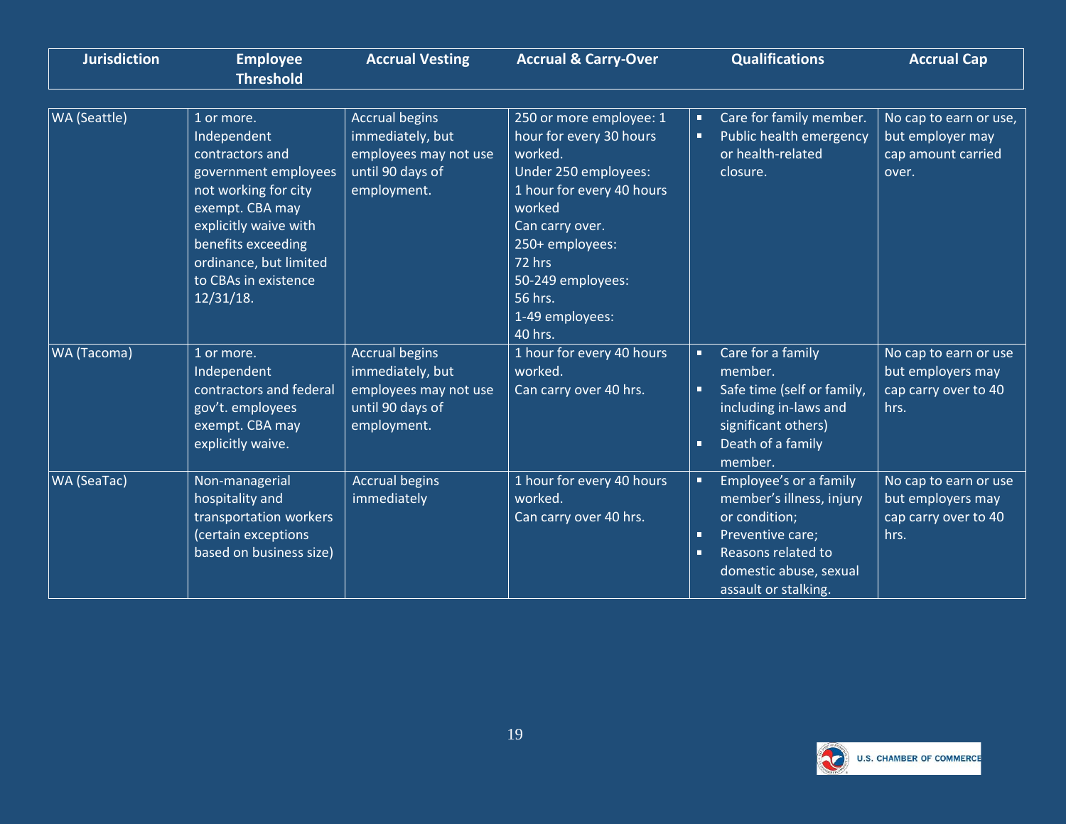| Jurisdiction | Employee Threshold | Accrual Vesting | Accrual & Carry-Over | Qualifications | Accrual Cap |
|---|---|---|---|---|---|
| WA (Seattle) | 1 or more. Independent contractors and government employees not working for city exempt. CBA may explicitly waive with benefits exceeding ordinance, but limited to CBAs in existence 12/31/18. | Accrual begins immediately, but employees may not use until 90 days of employment. | 250 or more employee: 1 hour for every 30 hours worked.<br>Under 250 employees:<br>1 hour for every 40 hours worked<br>Can carry over.<br>250+ employees:<br>72 hrs<br>50-249 employees:<br>56 hrs.<br>1-49 employees:<br>40 hrs. | ▪ Care for family member.<br>▪ Public health emergency or health-related closure. | No cap to earn or use, but employer may cap amount carried over. |
| WA (Tacoma) | 1 or more. Independent contractors and federal gov't. employees exempt. CBA may explicitly waive. | Accrual begins immediately, but employees may not use until 90 days of employment. | 1 hour for every 40 hours worked.<br>Can carry over 40 hrs. | ▪ Care for a family member.<br>▪ Safe time (self or family, including in-laws and significant others)<br>▪ Death of a family member. | No cap to earn or use but employers may cap carry over to 40 hrs. |
| WA (SeaTac) | Non-managerial hospitality and transportation workers (certain exceptions based on business size) | Accrual begins immediately | 1 hour for every 40 hours worked.<br>Can carry over 40 hrs. | ▪ Employee's or a family member's illness, injury or condition;<br>▪ Preventive care;<br>▪ Reasons related to domestic abuse, sexual assault or stalking. | No cap to earn or use but employers may cap carry over to 40 hrs. |